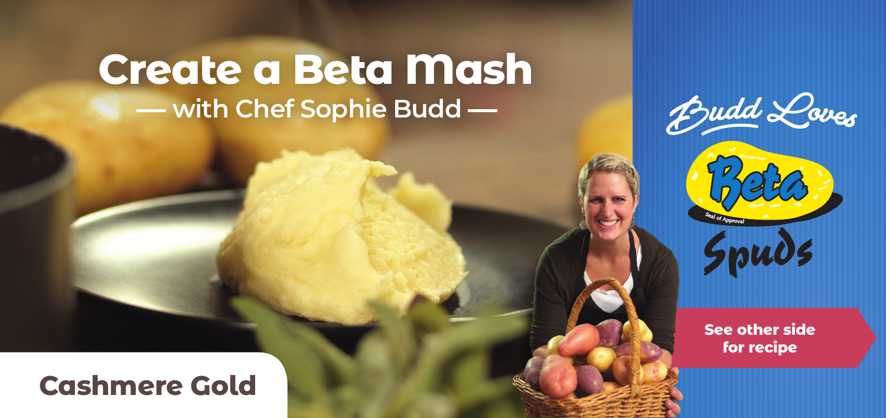# Create a Beta Mash

## — with Chef Sophie Budd —

Budd Loves

Beta

Seal of Approval

Spuds

**See other side for recipe**

## Cashmere Gold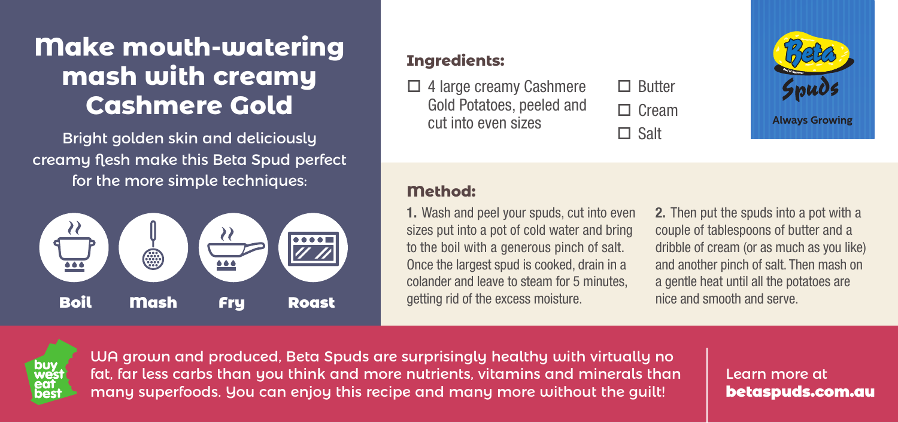# Make mouth-watering mash with creamy Cashmere Gold

Bright golden skin and deliciously creamy flesh make this Beta Spud perfect for the more simple techniques:

Boil
Mash
Fry
Roast

## Ingredients:

- ☐ 4 large creamy Cashmere Gold Potatoes, peeled and cut into even sizes
- ☐ Butter
- ☐ Cream
- ☐ Salt

Beta Spuds
Always Growing

## Method:

**1.** Wash and peel your spuds, cut into even sizes put into a pot of cold water and bring to the boil with a generous pinch of salt. Once the largest spud is cooked, drain in a colander and leave to steam for 5 minutes, getting rid of the excess moisture.

**2.** Then put the spuds into a pot with a couple of tablespoons of butter and a dribble of cream (or as much as you like) and another pinch of salt. Then mash on a gentle heat until all the potatoes are nice and smooth and serve.

buy west eat best

WA grown and produced, Beta Spuds are surprisingly healthy with virtually no fat, far less carbs than you think and more nutrients, vitamins and minerals than many superfoods. You can enjoy this recipe and many more without the guilt!

Learn more at **betaspuds.com.au**